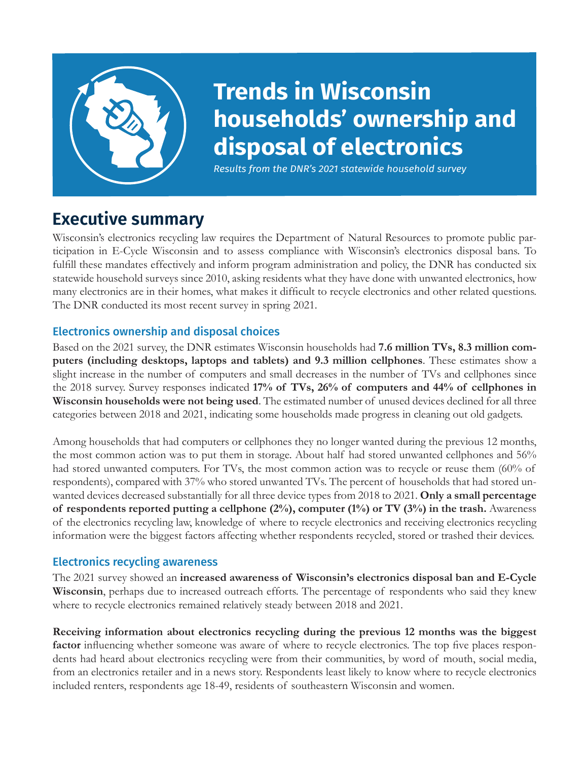# Trends in Wisconsin households' ownership and disposal of electronics

*Results from the DNR's 2021 statewide household survey*

## Executive summary

Wisconsin's electronics recycling law requires the Department of Natural Resources to promote public participation in E-Cycle Wisconsin and to assess compliance with Wisconsin's electronics disposal bans. To fulfill these mandates effectively and inform program administration and policy, the DNR has conducted six statewide household surveys since 2010, asking residents what they have done with unwanted electronics, how many electronics are in their homes, what makes it difficult to recycle electronics and other related questions. The DNR conducted its most recent survey in spring 2021.

### Electronics ownership and disposal choices

Based on the 2021 survey, the DNR estimates Wisconsin households had **7.6 million TVs, 8.3 million computers (including desktops, laptops and tablets) and 9.3 million cellphones**. These estimates show a slight increase in the number of computers and small decreases in the number of TVs and cellphones since the 2018 survey. Survey responses indicated **17% of TVs, 26% of computers and 44% of cellphones in Wisconsin households were not being used**. The estimated number of unused devices declined for all three categories between 2018 and 2021, indicating some households made progress in cleaning out old gadgets.

Among households that had computers or cellphones they no longer wanted during the previous 12 months, the most common action was to put them in storage. About half had stored unwanted cellphones and 56% had stored unwanted computers. For TVs, the most common action was to recycle or reuse them (60% of respondents), compared with 37% who stored unwanted TVs. The percent of households that had stored unwanted devices decreased substantially for all three device types from 2018 to 2021. **Only a small percentage of respondents reported putting a cellphone (2%), computer (1%) or TV (3%) in the trash.** Awareness of the electronics recycling law, knowledge of where to recycle electronics and receiving electronics recycling information were the biggest factors affecting whether respondents recycled, stored or trashed their devices.

### Electronics recycling awareness

The 2021 survey showed an **increased awareness of Wisconsin's electronics disposal ban and E-Cycle Wisconsin**, perhaps due to increased outreach efforts. The percentage of respondents who said they knew where to recycle electronics remained relatively steady between 2018 and 2021.

**Receiving information about electronics recycling during the previous 12 months was the biggest factor** influencing whether someone was aware of where to recycle electronics. The top five places respondents had heard about electronics recycling were from their communities, by word of mouth, social media, from an electronics retailer and in a news story. Respondents least likely to know where to recycle electronics included renters, respondents age 18-49, residents of southeastern Wisconsin and women.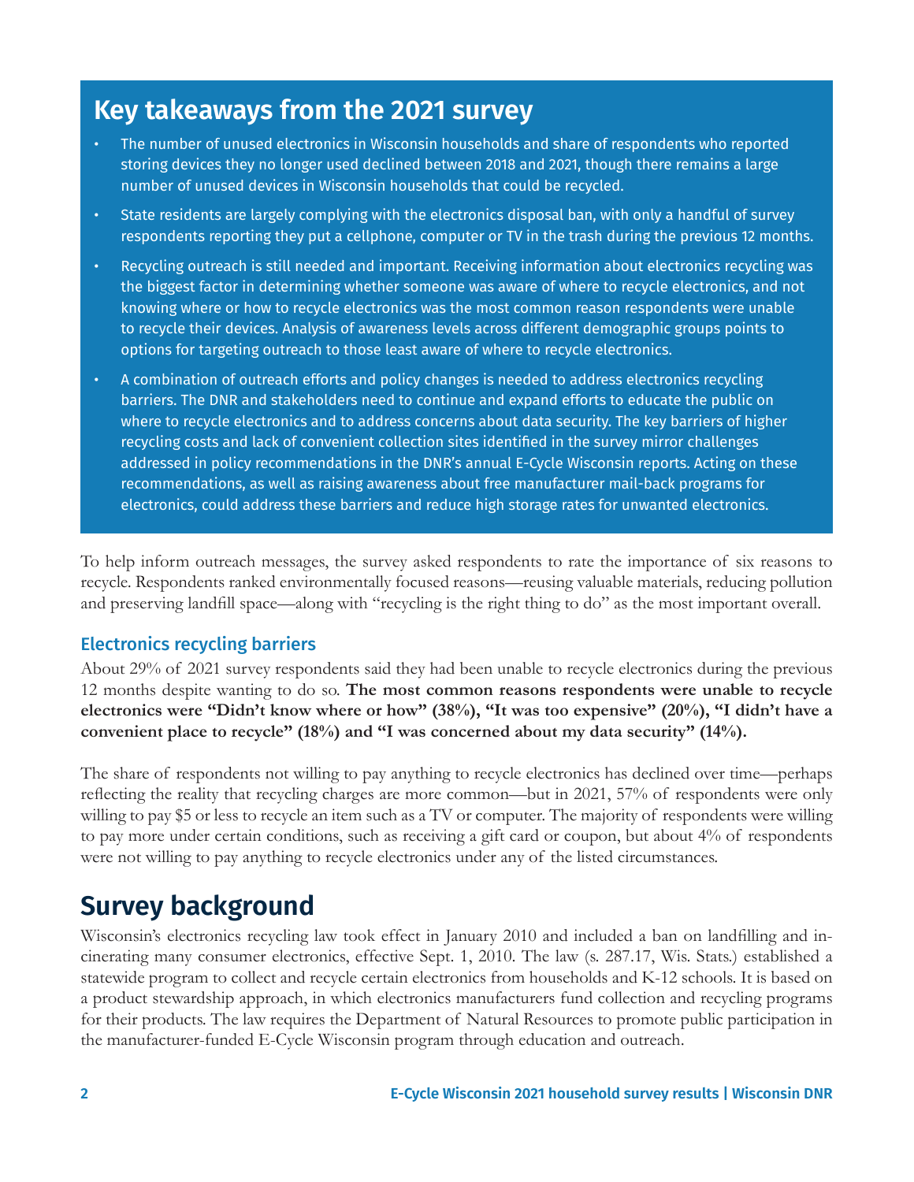## Key takeaways from the 2021 survey

- The number of unused electronics in Wisconsin households and share of respondents who reported storing devices they no longer used declined between 2018 and 2021, though there remains a large number of unused devices in Wisconsin households that could be recycled.
- State residents are largely complying with the electronics disposal ban, with only a handful of survey respondents reporting they put a cellphone, computer or TV in the trash during the previous 12 months.
- Recycling outreach is still needed and important. Receiving information about electronics recycling was the biggest factor in determining whether someone was aware of where to recycle electronics, and not knowing where or how to recycle electronics was the most common reason respondents were unable to recycle their devices. Analysis of awareness levels across different demographic groups points to options for targeting outreach to those least aware of where to recycle electronics.
- A combination of outreach efforts and policy changes is needed to address electronics recycling barriers. The DNR and stakeholders need to continue and expand efforts to educate the public on where to recycle electronics and to address concerns about data security. The key barriers of higher recycling costs and lack of convenient collection sites identified in the survey mirror challenges addressed in policy recommendations in the DNR's annual E-Cycle Wisconsin reports. Acting on these recommendations, as well as raising awareness about free manufacturer mail-back programs for electronics, could address these barriers and reduce high storage rates for unwanted electronics.

To help inform outreach messages, the survey asked respondents to rate the importance of six reasons to recycle. Respondents ranked environmentally focused reasons—reusing valuable materials, reducing pollution and preserving landfill space—along with "recycling is the right thing to do" as the most important overall.

### Electronics recycling barriers

About 29% of 2021 survey respondents said they had been unable to recycle electronics during the previous 12 months despite wanting to do so. **The most common reasons respondents were unable to recycle electronics were "Didn't know where or how" (38%), "It was too expensive" (20%), "I didn't have a convenient place to recycle" (18%) and "I was concerned about my data security" (14%).**

The share of respondents not willing to pay anything to recycle electronics has declined over time—perhaps reflecting the reality that recycling charges are more common—but in 2021, 57% of respondents were only willing to pay $5 or less to recycle an item such as a TV or computer. The majority of respondents were willing to pay more under certain conditions, such as receiving a gift card or coupon, but about 4% of respondents were not willing to pay anything to recycle electronics under any of the listed circumstances.

# Survey background

Wisconsin's electronics recycling law took effect in January 2010 and included a ban on landfilling and incinerating many consumer electronics, effective Sept. 1, 2010. The law (s. 287.17, Wis. Stats.) established a statewide program to collect and recycle certain electronics from households and K-12 schools. It is based on a product stewardship approach, in which electronics manufacturers fund collection and recycling programs for their products. The law requires the Department of Natural Resources to promote public participation in the manufacturer-funded E-Cycle Wisconsin program through education and outreach.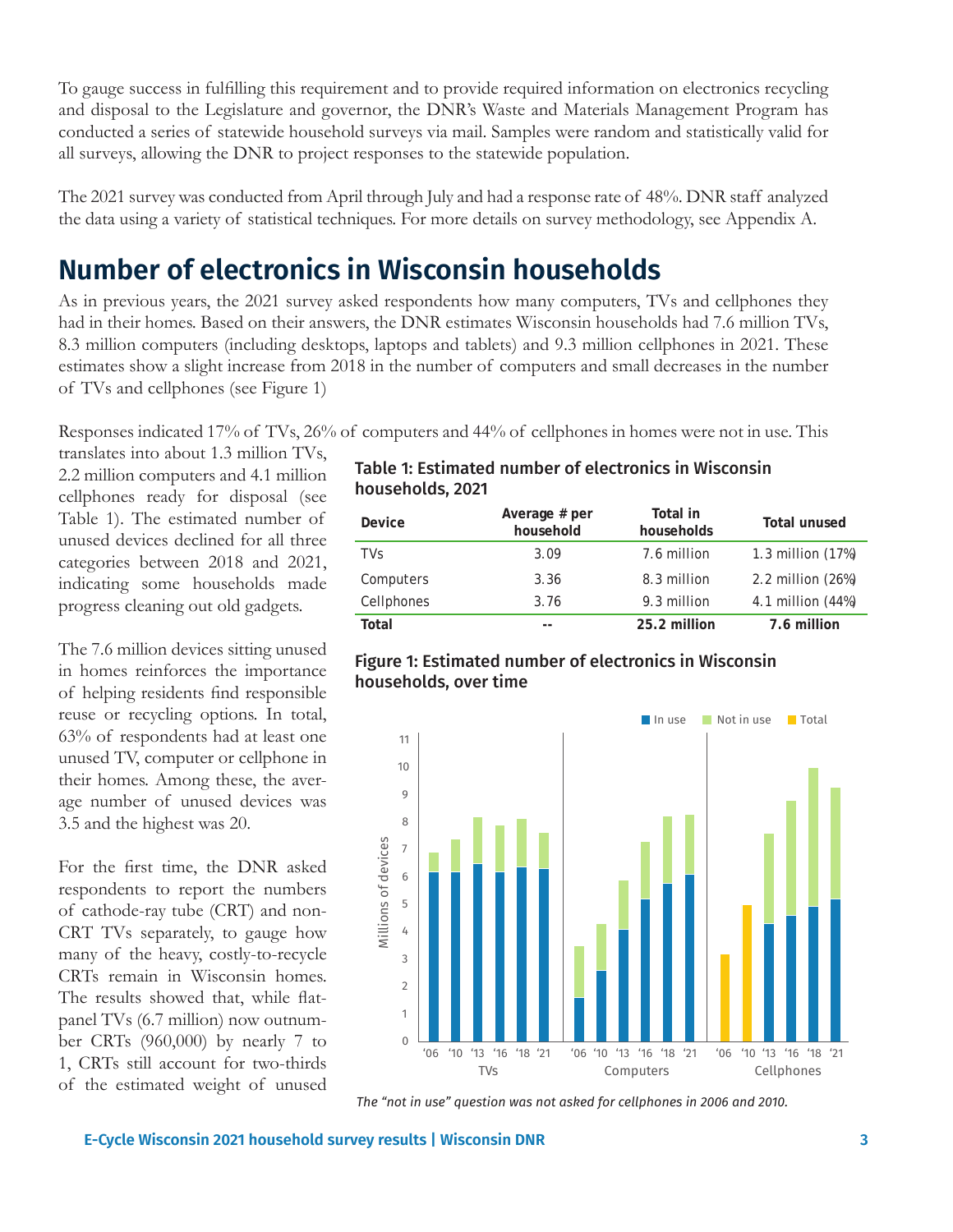To gauge success in fulfilling this requirement and to provide required information on electronics recycling and disposal to the Legislature and governor, the DNR's Waste and Materials Management Program has conducted a series of statewide household surveys via mail. Samples were random and statistically valid for all surveys, allowing the DNR to project responses to the statewide population.

The 2021 survey was conducted from April through July and had a response rate of 48%. DNR staff analyzed the data using a variety of statistical techniques. For more details on survey methodology, see Appendix A.

# Number of electronics in Wisconsin households

As in previous years, the 2021 survey asked respondents how many computers, TVs and cellphones they had in their homes. Based on their answers, the DNR estimates Wisconsin households had 7.6 million TVs, 8.3 million computers (including desktops, laptops and tablets) and 9.3 million cellphones in 2021. These estimates show a slight increase from 2018 in the number of computers and small decreases in the number of TVs and cellphones (see Figure 1)

Responses indicated 17% of TVs, 26% of computers and 44% of cellphones in homes were not in use. This translates into about 1.3 million TVs, 2.2 million computers and 4.1 million cellphones ready for disposal (see Table 1). The estimated number of unused devices declined for all three categories between 2018 and 2021, indicating some households made progress cleaning out old gadgets.

**Table 1: Estimated number of electronics in Wisconsin households, 2021**

| Device | Average # per household | Total in households | Total unused |
|---|---|---|---|
| TVs | 3.09 | 7.6 million | 1.3 million (17%) |
| Computers | 3.36 | 8.3 million | 2.2 million (26%) |
| Cellphones | 3.76 | 9.3 million | 4.1 million (44%) |
| **Total** | -- | **25.2 million** | **7.6 million** |

The 7.6 million devices sitting unused in homes reinforces the importance of helping residents find responsible reuse or recycling options. In total, 63% of respondents had at least one unused TV, computer or cellphone in their homes. Among these, the average number of unused devices was 3.5 and the highest was 20.

**Figure 1: Estimated number of electronics in Wisconsin households, over time**

*The "not in use" question was not asked for cellphones in 2006 and 2010.*

For the first time, the DNR asked respondents to report the numbers of cathode-ray tube (CRT) and non-CRT TVs separately, to gauge how many of the heavy, costly-to-recycle CRTs remain in Wisconsin homes. The results showed that, while flat-panel TVs (6.7 million) now outnumber CRTs (960,000) by nearly 7 to 1, CRTs still account for two-thirds of the estimated weight of unused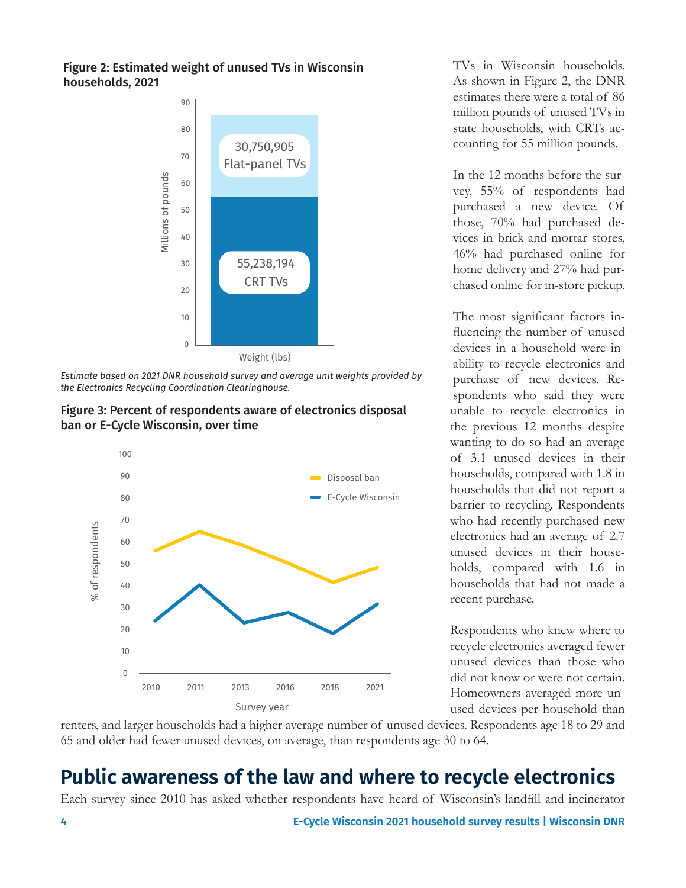**Figure 2: Estimated weight of unused TVs in Wisconsin households, 2021**

*Estimate based on 2021 DNR household survey and average unit weights provided by the Electronics Recycling Coordination Clearinghouse.*

**Figure 3: Percent of respondents aware of electronics disposal ban or E-Cycle Wisconsin, over time**

TVs in Wisconsin households. As shown in Figure 2, the DNR estimates there were a total of 86 million pounds of unused TVs in state households, with CRTs accounting for 55 million pounds.

In the 12 months before the survey, 55% of respondents had purchased a new device. Of those, 70% had purchased devices in brick-and-mortar stores, 46% had purchased online for home delivery and 27% had purchased online for in-store pickup.

The most significant factors influencing the number of unused devices in a household were inability to recycle electronics and purchase of new devices. Respondents who said they were unable to recycle electronics in the previous 12 months despite wanting to do so had an average of 3.1 unused devices in their households, compared with 1.8 in households that did not report a barrier to recycling. Respondents who had recently purchased new electronics had an average of 2.7 unused devices in their households, compared with 1.6 in households that had not made a recent purchase.

Respondents who knew where to recycle electronics averaged fewer unused devices than those who did not know or were not certain. Homeowners averaged more unused devices per household than renters, and larger households had a higher average number of unused devices. Respondents age 18 to 29 and 65 and older had fewer unused devices, on average, than respondents age 30 to 64.

## Public awareness of the law and where to recycle electronics

Each survey since 2010 has asked whether respondents have heard of Wisconsin's landfill and incinerator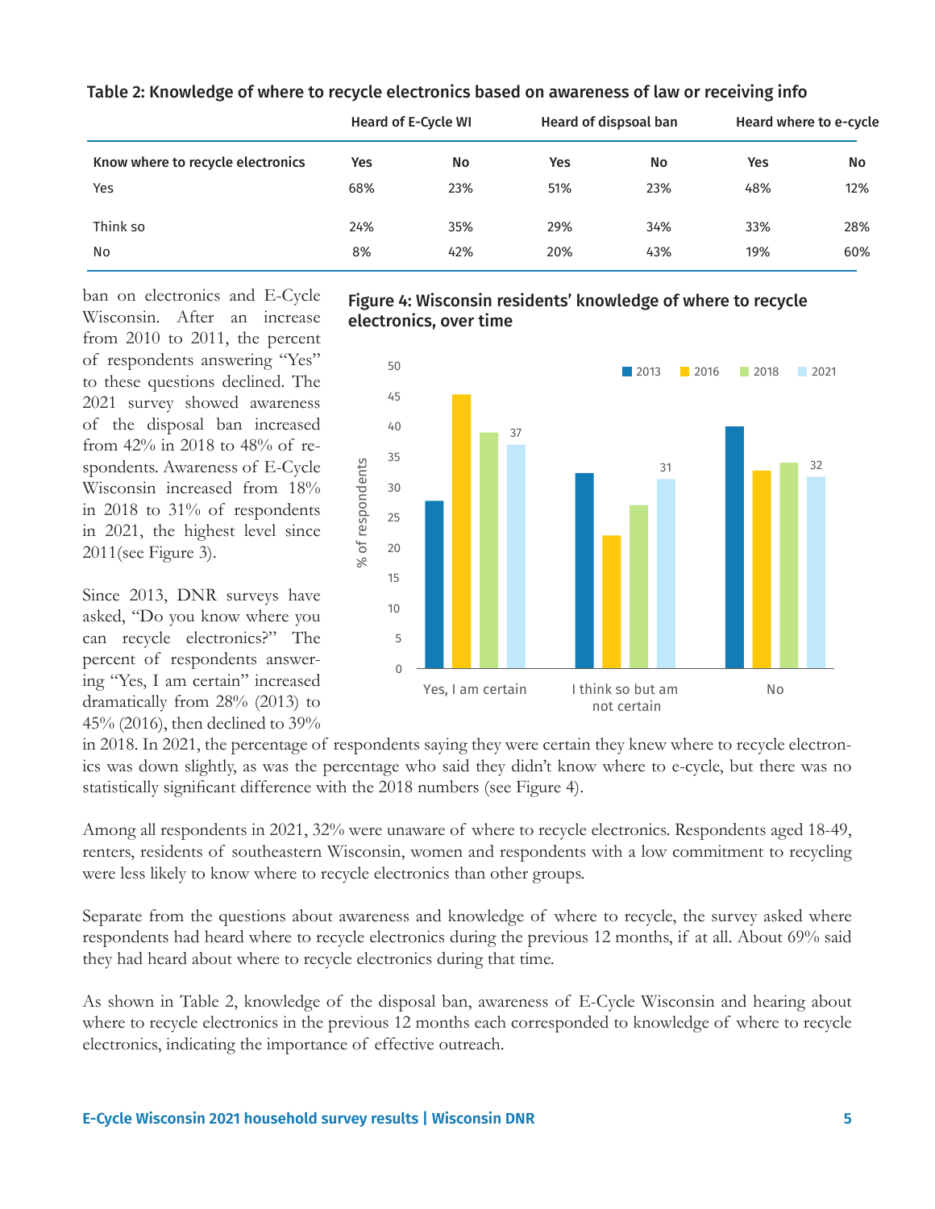**Table 2: Knowledge of where to recycle electronics based on awareness of law or receiving info**

| | Heard of E-Cycle WI | | Heard of dispsoal ban | | Heard where to e-cycle | |
|---|---|---|---|---|---|---|
| **Know where to recycle electronics** | **Yes** | **No** | **Yes** | **No** | **Yes** | **No** |
| Yes | 68% | 23% | 51% | 23% | 48% | 12% |
| Think so | 24% | 35% | 29% | 34% | 33% | 28% |
| No | 8% | 42% | 20% | 43% | 19% | 60% |

ban on electronics and E-Cycle Wisconsin. After an increase from 2010 to 2011, the percent of respondents answering "Yes" to these questions declined. The 2021 survey showed awareness of the disposal ban increased from 42% in 2018 to 48% of respondents. Awareness of E-Cycle Wisconsin increased from 18% in 2018 to 31% of respondents in 2021, the highest level since 2011(see Figure 3).

**Figure 4: Wisconsin residents' knowledge of where to recycle electronics, over time**

Since 2013, DNR surveys have asked, "Do you know where you can recycle electronics?" The percent of respondents answering "Yes, I am certain" increased dramatically from 28% (2013) to 45% (2016), then declined to 39% in 2018. In 2021, the percentage of respondents saying they were certain they knew where to recycle electronics was down slightly, as was the percentage who said they didn't know where to e-cycle, but there was no statistically significant difference with the 2018 numbers (see Figure 4).

Among all respondents in 2021, 32% were unaware of where to recycle electronics. Respondents aged 18-49, renters, residents of southeastern Wisconsin, women and respondents with a low commitment to recycling were less likely to know where to recycle electronics than other groups.

Separate from the questions about awareness and knowledge of where to recycle, the survey asked where respondents had heard where to recycle electronics during the previous 12 months, if at all. About 69% said they had heard about where to recycle electronics during that time.

As shown in Table 2, knowledge of the disposal ban, awareness of E-Cycle Wisconsin and hearing about where to recycle electronics in the previous 12 months each corresponded to knowledge of where to recycle electronics, indicating the importance of effective outreach.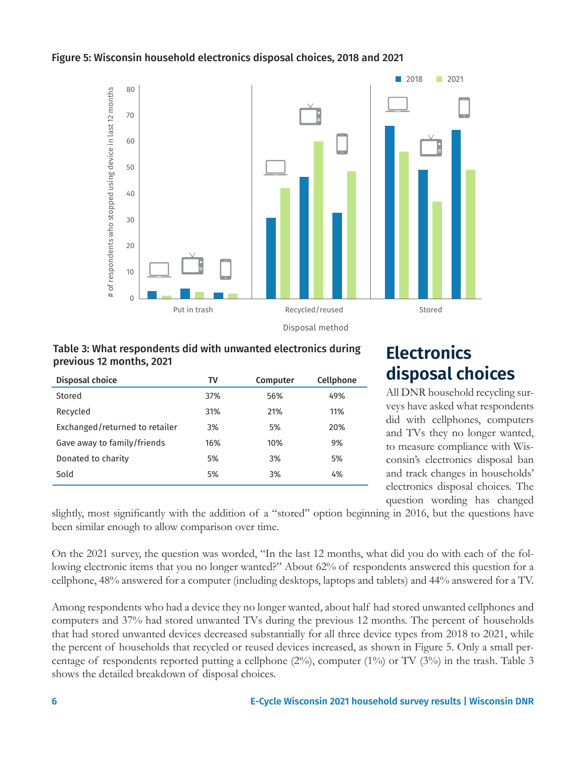Figure 5: Wisconsin household electronics disposal choices, 2018 and 2021

Table 3: What respondents did with unwanted electronics during previous 12 months, 2021

| Disposal choice | TV | Computer | Cellphone |
|---|---|---|---|
| Stored | 37% | 56% | 49% |
| Recycled | 31% | 21% | 11% |
| Exchanged/returned to retailer | 3% | 5% | 20% |
| Gave away to family/friends | 16% | 10% | 9% |
| Donated to charity | 5% | 3% | 5% |
| Sold | 5% | 3% | 4% |

## Electronics disposal choices

All DNR household recycling surveys have asked what respondents did with cellphones, computers and TVs they no longer wanted, to measure compliance with Wisconsin's electronics disposal ban and track changes in households' electronics disposal choices. The question wording has changed slightly, most significantly with the addition of a "stored" option beginning in 2016, but the questions have been similar enough to allow comparison over time.

On the 2021 survey, the question was worded, "In the last 12 months, what did you do with each of the following electronic items that you no longer wanted?" About 62% of respondents answered this question for a cellphone, 48% answered for a computer (including desktops, laptops and tablets) and 44% answered for a TV.

Among respondents who had a device they no longer wanted, about half had stored unwanted cellphones and computers and 37% had stored unwanted TVs during the previous 12 months. The percent of households that had stored unwanted devices decreased substantially for all three device types from 2018 to 2021, while the percent of households that recycled or reused devices increased, as shown in Figure 5. Only a small percentage of respondents reported putting a cellphone (2%), computer (1%) or TV (3%) in the trash. Table 3 shows the detailed breakdown of disposal choices.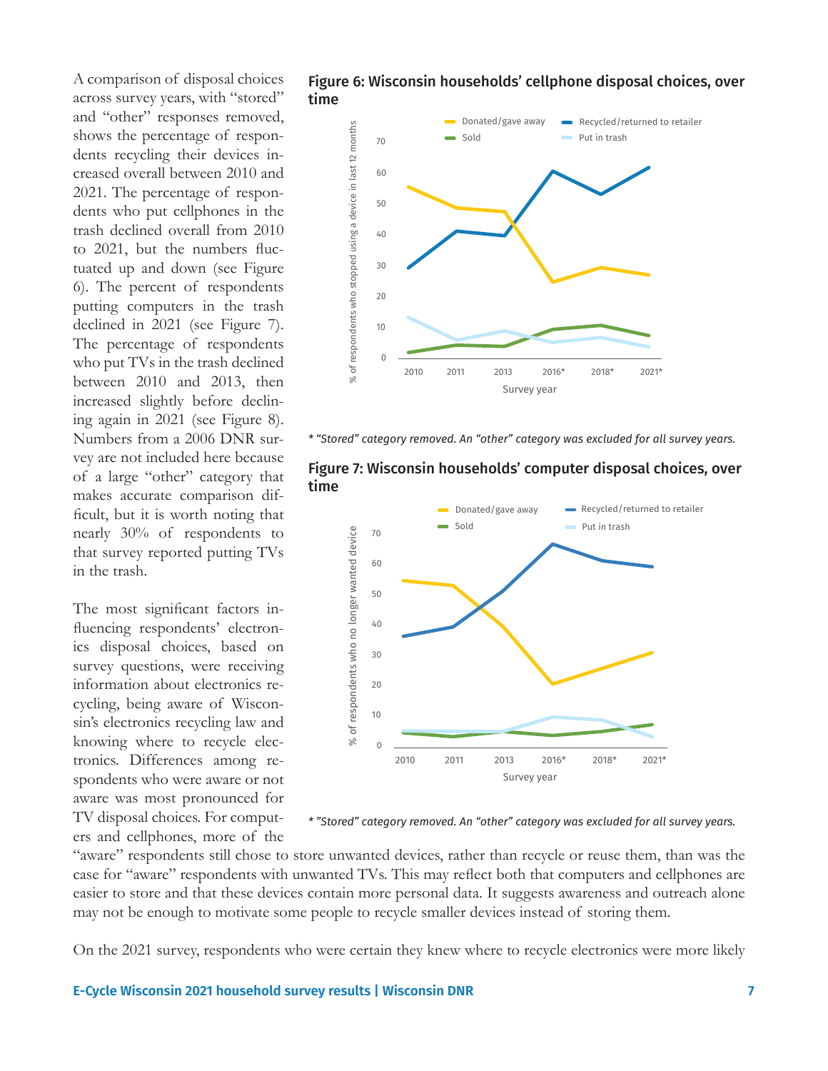A comparison of disposal choices across survey years, with "stored" and "other" responses removed, shows the percentage of respondents recycling their devices increased overall between 2010 and 2021. The percentage of respondents who put cellphones in the trash declined overall from 2010 to 2021, but the numbers fluctuated up and down (see Figure 6). The percent of respondents putting computers in the trash declined in 2021 (see Figure 7). The percentage of respondents who put TVs in the trash declined between 2010 and 2013, then increased slightly before declining again in 2021 (see Figure 8). Numbers from a 2006 DNR survey are not included here because of a large "other" category that makes accurate comparison difficult, but it is worth noting that nearly 30% of respondents to that survey reported putting TVs in the trash.

**Figure 6: Wisconsin households' cellphone disposal choices, over time**

*\* "Stored" category removed. An "other" category was excluded for all survey years.*

**Figure 7: Wisconsin households' computer disposal choices, over time**

*\* "Stored" category removed. An "other" category was excluded for all survey years.*

The most significant factors influencing respondents' electronics disposal choices, based on survey questions, were receiving information about electronics recycling, being aware of Wisconsin's electronics recycling law and knowing where to recycle electronics. Differences among respondents who were aware or not aware was most pronounced for TV disposal choices. For computers and cellphones, more of the "aware" respondents still chose to store unwanted devices, rather than recycle or reuse them, than was the case for "aware" respondents with unwanted TVs. This may reflect both that computers and cellphones are easier to store and that these devices contain more personal data. It suggests awareness and outreach alone may not be enough to motivate some people to recycle smaller devices instead of storing them.

On the 2021 survey, respondents who were certain they knew where to recycle electronics were more likely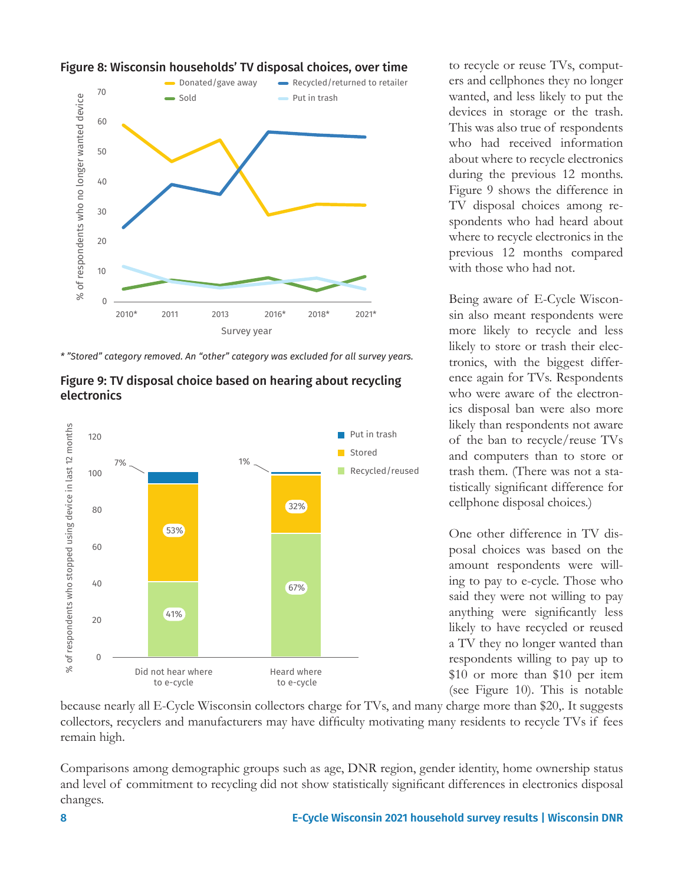**Figure 8: Wisconsin households' TV disposal choices, over time**

\* "Stored" category removed. An "other" category was excluded for all survey years.

**Figure 9: TV disposal choice based on hearing about recycling electronics**

to recycle or reuse TVs, computers and cellphones they no longer wanted, and less likely to put the devices in storage or the trash. This was also true of respondents who had received information about where to recycle electronics during the previous 12 months. Figure 9 shows the difference in TV disposal choices among respondents who had heard about where to recycle electronics in the previous 12 months compared with those who had not.

Being aware of E-Cycle Wisconsin also meant respondents were more likely to recycle and less likely to store or trash their electronics, with the biggest difference again for TVs. Respondents who were aware of the electronics disposal ban were also more likely than respondents not aware of the ban to recycle/reuse TVs and computers than to store or trash them. (There was not a statistically significant difference for cellphone disposal choices.)

One other difference in TV disposal choices was based on the amount respondents were willing to pay to e-cycle. Those who said they were not willing to pay anything were significantly less likely to have recycled or reused a TV they no longer wanted than respondents willing to pay up to $10 or more than $10 per item (see Figure 10). This is notable because nearly all E-Cycle Wisconsin collectors charge for TVs, and many charge more than $20,. It suggests collectors, recyclers and manufacturers may have difficulty motivating many residents to recycle TVs if fees remain high.

Comparisons among demographic groups such as age, DNR region, gender identity, home ownership status and level of commitment to recycling did not show statistically significant differences in electronics disposal changes.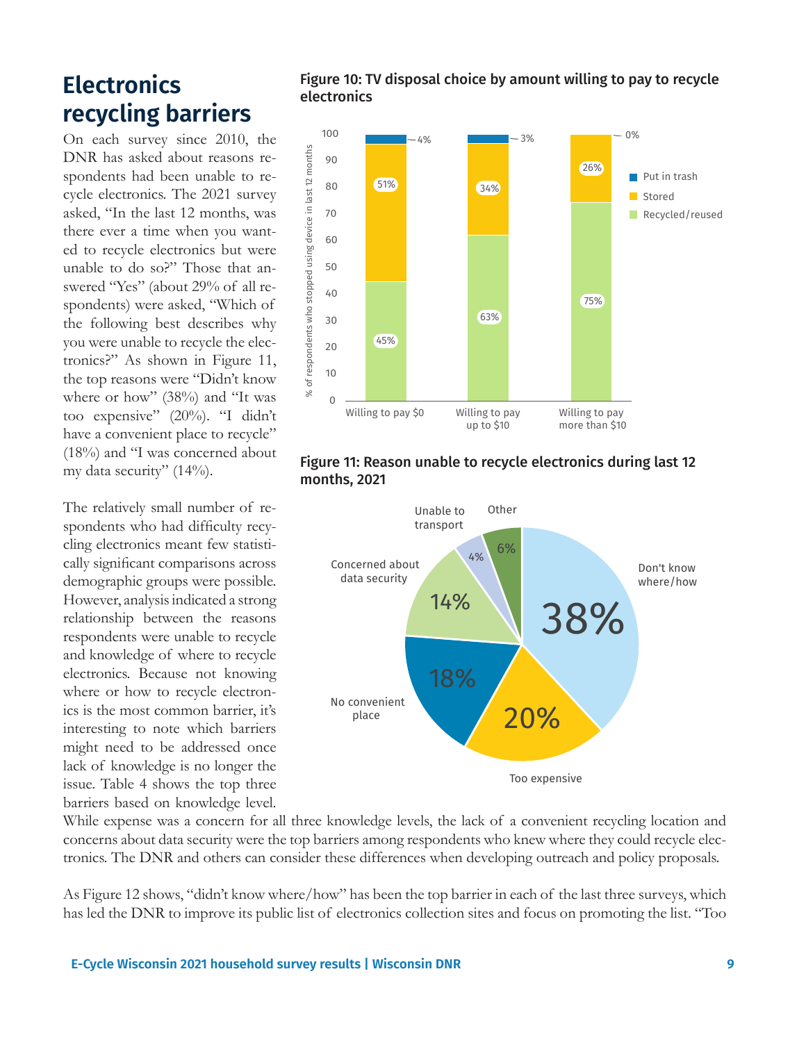## Electronics recycling barriers

On each survey since 2010, the DNR has asked about reasons respondents had been unable to recycle electronics. The 2021 survey asked, "In the last 12 months, was there ever a time when you wanted to recycle electronics but were unable to do so?" Those that answered "Yes" (about 29% of all respondents) were asked, "Which of the following best describes why you were unable to recycle the electronics?" As shown in Figure 11, the top reasons were "Didn't know where or how" (38%) and "It was too expensive" (20%). "I didn't have a convenient place to recycle" (18%) and "I was concerned about my data security" (14%).

The relatively small number of respondents who had difficulty recycling electronics meant few statistically significant comparisons across demographic groups were possible. However, analysis indicated a strong relationship between the reasons respondents were unable to recycle and knowledge of where to recycle electronics. Because not knowing where or how to recycle electronics is the most common barrier, it's interesting to note which barriers might need to be addressed once lack of knowledge is no longer the issue. Table 4 shows the top three barriers based on knowledge level.

**Figure 10: TV disposal choice by amount willing to pay to recycle electronics**

| | Willing to pay $0 | Willing to pay up to $10 | Willing to pay more than $10 |
|---|---|---|---|
| Put in trash | 4% | 3% | 0% |
| Stored | 51% | 34% | 26% |
| Recycled/reused | 45% | 63% | 75% |

**Figure 11: Reason unable to recycle electronics during last 12 months, 2021**

| Reason | % |
|---|---|
| Don't know where/how | 38% |
| Too expensive | 20% |
| No convenient place | 18% |
| Concerned about data security | 14% |
| Unable to transport | 4% |
| Other | 6% |

While expense was a concern for all three knowledge levels, the lack of a convenient recycling location and concerns about data security were the top barriers among respondents who knew where they could recycle electronics. The DNR and others can consider these differences when developing outreach and policy proposals.

As Figure 12 shows, "didn't know where/how" has been the top barrier in each of the last three surveys, which has led the DNR to improve its public list of electronics collection sites and focus on promoting the list. "Too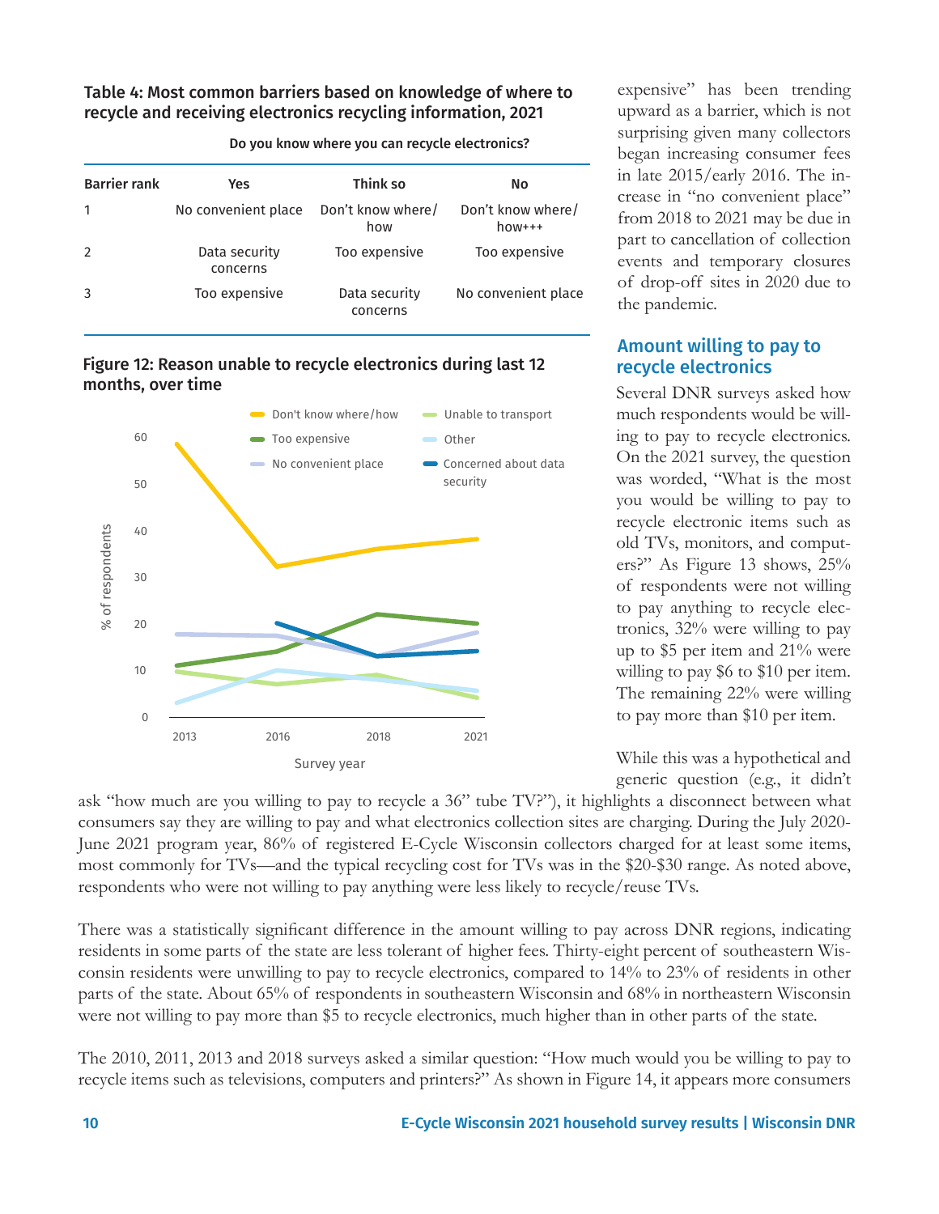**Table 4: Most common barriers based on knowledge of where to recycle and receiving electronics recycling information, 2021**

| | Do you know where you can recycle electronics? | | |
|---|---|---|---|
| Barrier rank | Yes | Think so | No |
| 1 | No convenient place | Don't know where/how | Don't know where/how+++ |
| 2 | Data security concerns | Too expensive | Too expensive |
| 3 | Too expensive | Data security concerns | No convenient place |

**Figure 12: Reason unable to recycle electronics during last 12 months, over time**

Don't know where/how | Too expensive | No convenient place | Unable to transport | Other | Concerned about data security

% of respondents

Survey year

expensive" has been trending upward as a barrier, which is not surprising given many collectors began increasing consumer fees in late 2015/early 2016. The increase in "no convenient place" from 2018 to 2021 may be due in part to cancellation of collection events and temporary closures of drop-off sites in 2020 due to the pandemic.

## Amount willing to pay to recycle electronics

Several DNR surveys asked how much respondents would be willing to pay to recycle electronics. On the 2021 survey, the question was worded, "What is the most you would be willing to pay to recycle electronic items such as old TVs, monitors, and computers?" As Figure 13 shows, 25% of respondents were not willing to pay anything to recycle electronics, 32% were willing to pay up to $5 per item and 21% were willing to pay $6 to $10 per item. The remaining 22% were willing to pay more than $10 per item.

While this was a hypothetical and generic question (e.g., it didn't ask "how much are you willing to pay to recycle a 36" tube TV?"), it highlights a disconnect between what consumers say they are willing to pay and what electronics collection sites are charging. During the July 2020-June 2021 program year, 86% of registered E-Cycle Wisconsin collectors charged for at least some items, most commonly for TVs—and the typical recycling cost for TVs was in the $20-$30 range. As noted above, respondents who were not willing to pay anything were less likely to recycle/reuse TVs.

There was a statistically significant difference in the amount willing to pay across DNR regions, indicating residents in some parts of the state are less tolerant of higher fees. Thirty-eight percent of southeastern Wisconsin residents were unwilling to pay to recycle electronics, compared to 14% to 23% of residents in other parts of the state. About 65% of respondents in southeastern Wisconsin and 68% in northeastern Wisconsin were not willing to pay more than $5 to recycle electronics, much higher than in other parts of the state.

The 2010, 2011, 2013 and 2018 surveys asked a similar question: "How much would you be willing to pay to recycle items such as televisions, computers and printers?" As shown in Figure 14, it appears more consumers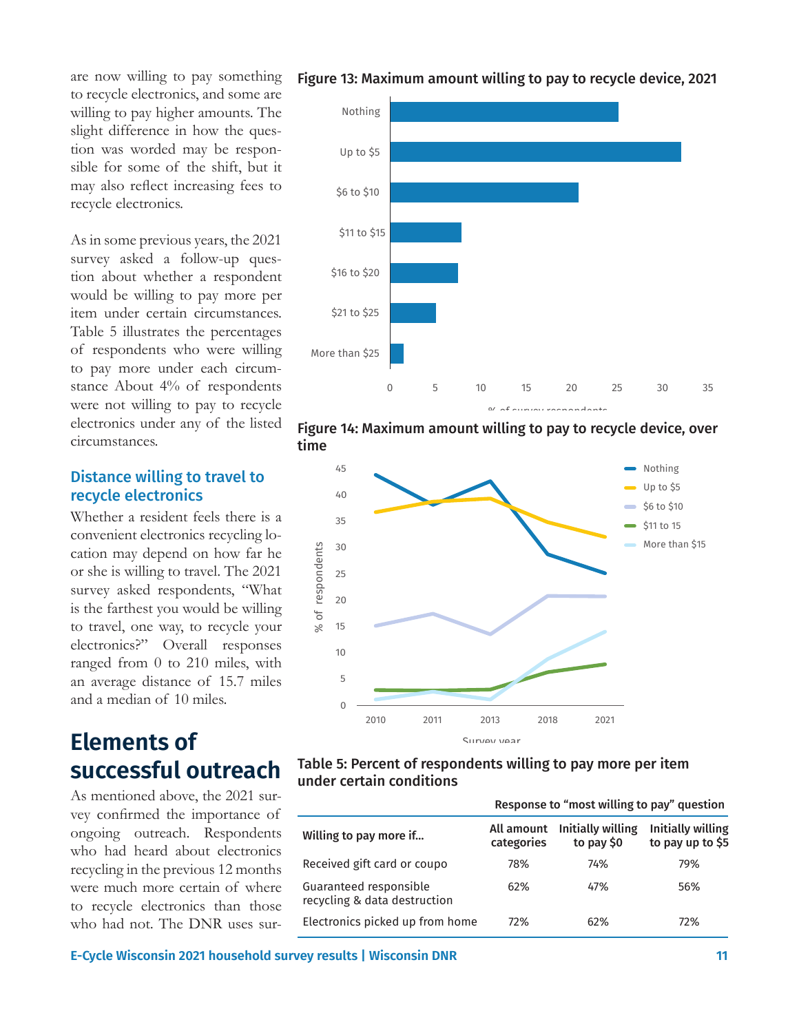are now willing to pay something to recycle electronics, and some are willing to pay higher amounts. The slight difference in how the question was worded may be responsible for some of the shift, but it may also reflect increasing fees to recycle electronics.

As in some previous years, the 2021 survey asked a follow-up question about whether a respondent would be willing to pay more per item under certain circumstances. Table 5 illustrates the percentages of respondents who were willing to pay more under each circumstance About 4% of respondents were not willing to pay to recycle electronics under any of the listed circumstances.

### Distance willing to travel to recycle electronics

Whether a resident feels there is a convenient electronics recycling location may depend on how far he or she is willing to travel. The 2021 survey asked respondents, "What is the farthest you would be willing to travel, one way, to recycle your electronics?" Overall responses ranged from 0 to 210 miles, with an average distance of 15.7 miles and a median of 10 miles.

## Elements of successful outreach

As mentioned above, the 2021 survey confirmed the importance of ongoing outreach. Respondents who had heard about electronics recycling in the previous 12 months were much more certain of where to recycle electronics than those who had not. The DNR uses sur-

**Figure 13: Maximum amount willing to pay to recycle device, 2021**

**Figure 14: Maximum amount willing to pay to recycle device, over time**

**Table 5: Percent of respondents willing to pay more per item under certain conditions**

| | Response to "most willing to pay" question | | |
|---|---|---|---|
| **Willing to pay more if...** | **All amount categories** | **Initially willing to pay $0** | **Initially willing to pay up to $5** |
| Received gift card or coupo | 78% | 74% | 79% |
| Guaranteed responsible recycling & data destruction | 62% | 47% | 56% |
| Electronics picked up from home | 72% | 62% | 72% |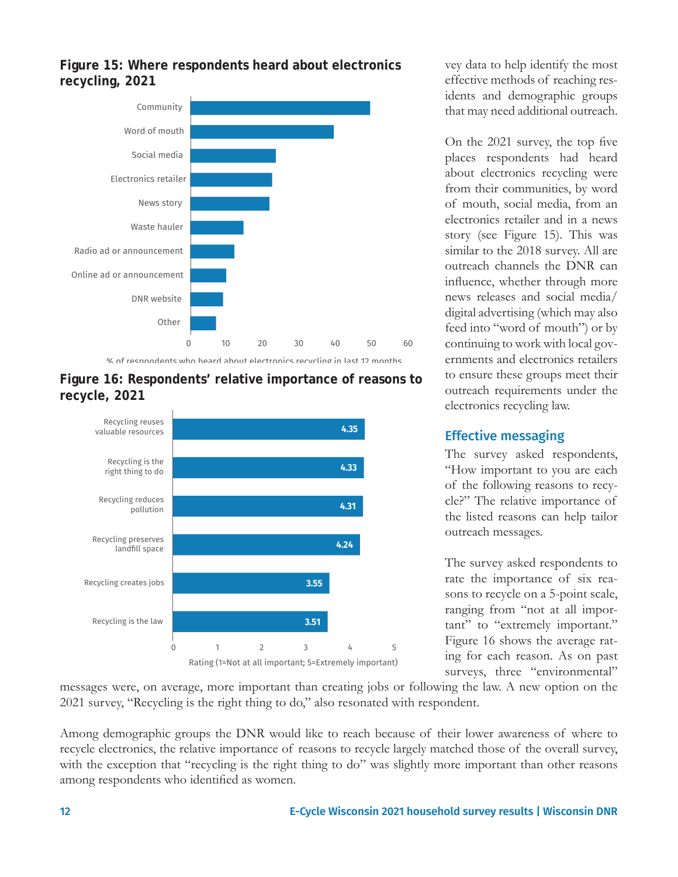**Figure 15: Where respondents heard about electronics recycling, 2021**

| Source | % of respondents who heard about electronics recycling in last 12 months |
|---|---|
| Community | ~49 |
| Word of mouth | ~39 |
| Social media | ~23 |
| Electronics retailer | ~22 |
| News story | ~22 |
| Waste hauler | ~14 |
| Radio ad or announcement | ~12 |
| Online ad or announcement | ~10 |
| DNR website | ~9 |
| Other | ~7 |

**Figure 16: Respondents' relative importance of reasons to recycle, 2021**

| Reason | Rating (1=Not at all important; 5=Extremely important) |
|---|---|
| Recycling reuses valuable resources | 4.35 |
| Recycling is the right thing to do | 4.33 |
| Recycling reduces pollution | 4.31 |
| Recycling preserves landfill space | 4.24 |
| Recycling creates jobs | 3.55 |
| Recycling is the law | 3.51 |

vey data to help identify the most effective methods of reaching residents and demographic groups that may need additional outreach.

On the 2021 survey, the top five places respondents had heard about electronics recycling were from their communities, by word of mouth, social media, from an electronics retailer and in a news story (see Figure 15). This was similar to the 2018 survey. All are outreach channels the DNR can influence, whether through more news releases and social media/digital advertising (which may also feed into "word of mouth") or by continuing to work with local governments and electronics retailers to ensure these groups meet their outreach requirements under the electronics recycling law.

## Effective messaging

The survey asked respondents, "How important to you are each of the following reasons to recycle?" The relative importance of the listed reasons can help tailor outreach messages.

The survey asked respondents to rate the importance of six reasons to recycle on a 5-point scale, ranging from "not at all important" to "extremely important." Figure 16 shows the average rating for each reason. As on past surveys, three "environmental" messages were, on average, more important than creating jobs or following the law. A new option on the 2021 survey, "Recycling is the right thing to do," also resonated with respondent.

Among demographic groups the DNR would like to reach because of their lower awareness of where to recycle electronics, the relative importance of reasons to recycle largely matched those of the overall survey, with the exception that "recycling is the right thing to do" was slightly more important than other reasons among respondents who identified as women.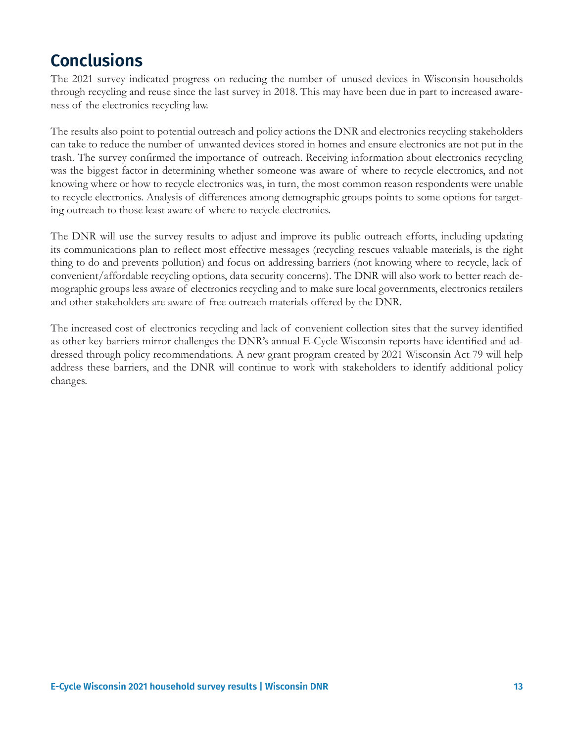# Conclusions

The 2021 survey indicated progress on reducing the number of unused devices in Wisconsin households through recycling and reuse since the last survey in 2018. This may have been due in part to increased awareness of the electronics recycling law.

The results also point to potential outreach and policy actions the DNR and electronics recycling stakeholders can take to reduce the number of unwanted devices stored in homes and ensure electronics are not put in the trash. The survey confirmed the importance of outreach. Receiving information about electronics recycling was the biggest factor in determining whether someone was aware of where to recycle electronics, and not knowing where or how to recycle electronics was, in turn, the most common reason respondents were unable to recycle electronics. Analysis of differences among demographic groups points to some options for targeting outreach to those least aware of where to recycle electronics.

The DNR will use the survey results to adjust and improve its public outreach efforts, including updating its communications plan to reflect most effective messages (recycling rescues valuable materials, is the right thing to do and prevents pollution) and focus on addressing barriers (not knowing where to recycle, lack of convenient/affordable recycling options, data security concerns). The DNR will also work to better reach demographic groups less aware of electronics recycling and to make sure local governments, electronics retailers and other stakeholders are aware of free outreach materials offered by the DNR.

The increased cost of electronics recycling and lack of convenient collection sites that the survey identified as other key barriers mirror challenges the DNR's annual E-Cycle Wisconsin reports have identified and addressed through policy recommendations. A new grant program created by 2021 Wisconsin Act 79 will help address these barriers, and the DNR will continue to work with stakeholders to identify additional policy changes.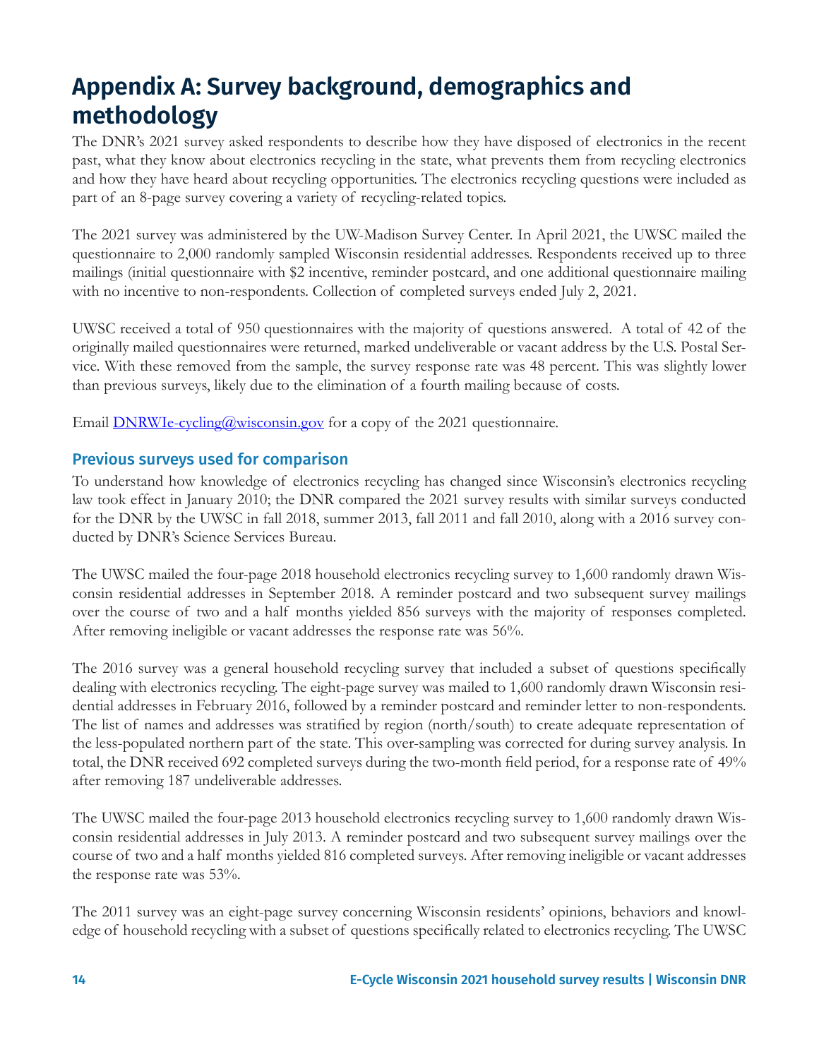# Appendix A: Survey background, demographics and methodology

The DNR's 2021 survey asked respondents to describe how they have disposed of electronics in the recent past, what they know about electronics recycling in the state, what prevents them from recycling electronics and how they have heard about recycling opportunities. The electronics recycling questions were included as part of an 8-page survey covering a variety of recycling-related topics.

The 2021 survey was administered by the UW-Madison Survey Center. In April 2021, the UWSC mailed the questionnaire to 2,000 randomly sampled Wisconsin residential addresses. Respondents received up to three mailings (initial questionnaire with $2 incentive, reminder postcard, and one additional questionnaire mailing with no incentive to non-respondents. Collection of completed surveys ended July 2, 2021.

UWSC received a total of 950 questionnaires with the majority of questions answered. A total of 42 of the originally mailed questionnaires were returned, marked undeliverable or vacant address by the U.S. Postal Service. With these removed from the sample, the survey response rate was 48 percent. This was slightly lower than previous surveys, likely due to the elimination of a fourth mailing because of costs.

Email [DNRWIe-cycling@wisconsin.gov](mailto:DNRWIe-cycling@wisconsin.gov) for a copy of the 2021 questionnaire.

## Previous surveys used for comparison

To understand how knowledge of electronics recycling has changed since Wisconsin's electronics recycling law took effect in January 2010; the DNR compared the 2021 survey results with similar surveys conducted for the DNR by the UWSC in fall 2018, summer 2013, fall 2011 and fall 2010, along with a 2016 survey conducted by DNR's Science Services Bureau.

The UWSC mailed the four-page 2018 household electronics recycling survey to 1,600 randomly drawn Wisconsin residential addresses in September 2018. A reminder postcard and two subsequent survey mailings over the course of two and a half months yielded 856 surveys with the majority of responses completed. After removing ineligible or vacant addresses the response rate was 56%.

The 2016 survey was a general household recycling survey that included a subset of questions specifically dealing with electronics recycling. The eight-page survey was mailed to 1,600 randomly drawn Wisconsin residential addresses in February 2016, followed by a reminder postcard and reminder letter to non-respondents. The list of names and addresses was stratified by region (north/south) to create adequate representation of the less-populated northern part of the state. This over-sampling was corrected for during survey analysis. In total, the DNR received 692 completed surveys during the two-month field period, for a response rate of 49% after removing 187 undeliverable addresses.

The UWSC mailed the four-page 2013 household electronics recycling survey to 1,600 randomly drawn Wisconsin residential addresses in July 2013. A reminder postcard and two subsequent survey mailings over the course of two and a half months yielded 816 completed surveys. After removing ineligible or vacant addresses the response rate was 53%.

The 2011 survey was an eight-page survey concerning Wisconsin residents' opinions, behaviors and knowledge of household recycling with a subset of questions specifically related to electronics recycling. The UWSC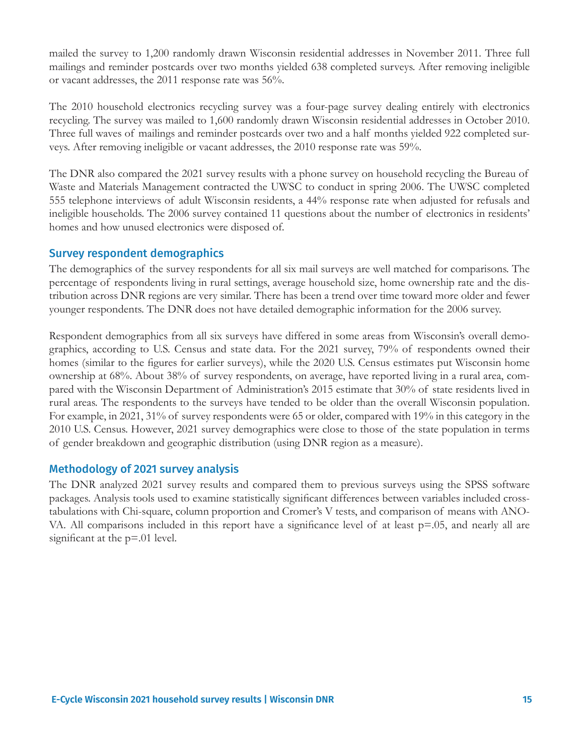mailed the survey to 1,200 randomly drawn Wisconsin residential addresses in November 2011. Three full mailings and reminder postcards over two months yielded 638 completed surveys. After removing ineligible or vacant addresses, the 2011 response rate was 56%.

The 2010 household electronics recycling survey was a four-page survey dealing entirely with electronics recycling. The survey was mailed to 1,600 randomly drawn Wisconsin residential addresses in October 2010. Three full waves of mailings and reminder postcards over two and a half months yielded 922 completed surveys. After removing ineligible or vacant addresses, the 2010 response rate was 59%.

The DNR also compared the 2021 survey results with a phone survey on household recycling the Bureau of Waste and Materials Management contracted the UWSC to conduct in spring 2006. The UWSC completed 555 telephone interviews of adult Wisconsin residents, a 44% response rate when adjusted for refusals and ineligible households. The 2006 survey contained 11 questions about the number of electronics in residents' homes and how unused electronics were disposed of.

## Survey respondent demographics

The demographics of the survey respondents for all six mail surveys are well matched for comparisons. The percentage of respondents living in rural settings, average household size, home ownership rate and the distribution across DNR regions are very similar. There has been a trend over time toward more older and fewer younger respondents. The DNR does not have detailed demographic information for the 2006 survey.

Respondent demographics from all six surveys have differed in some areas from Wisconsin's overall demographics, according to U.S. Census and state data. For the 2021 survey, 79% of respondents owned their homes (similar to the figures for earlier surveys), while the 2020 U.S. Census estimates put Wisconsin home ownership at 68%. About 38% of survey respondents, on average, have reported living in a rural area, compared with the Wisconsin Department of Administration's 2015 estimate that 30% of state residents lived in rural areas. The respondents to the surveys have tended to be older than the overall Wisconsin population. For example, in 2021, 31% of survey respondents were 65 or older, compared with 19% in this category in the 2010 U.S. Census. However, 2021 survey demographics were close to those of the state population in terms of gender breakdown and geographic distribution (using DNR region as a measure).

## Methodology of 2021 survey analysis

The DNR analyzed 2021 survey results and compared them to previous surveys using the SPSS software packages. Analysis tools used to examine statistically significant differences between variables included cross-tabulations with Chi-square, column proportion and Cromer's V tests, and comparison of means with ANOVA. All comparisons included in this report have a significance level of at least $p=.05$, and nearly all are significant at the $p=.01$ level.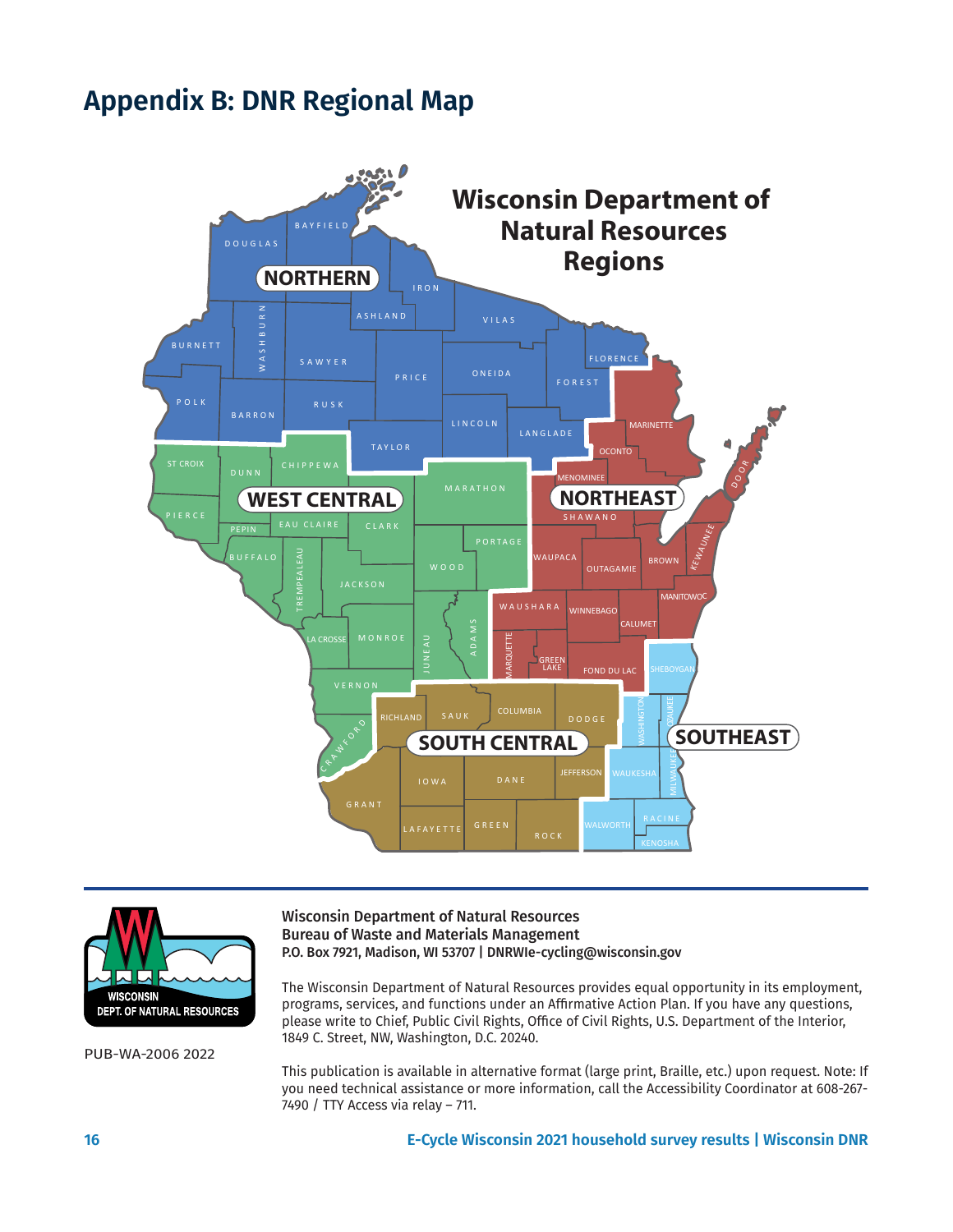# Appendix B: DNR Regional Map

Wisconsin Department of Natural Resources Regions

NORTHERN

DOUGLAS
BAYFIELD
IRON
ASHLAND
VILAS
BURNETT
WASHBURN
SAWYER
PRICE
ONEIDA
FLORENCE
FOREST
POLK
BARRON
RUSK
LINCOLN
LANGLADE
TAYLOR

WEST CENTRAL

ST CROIX
DUNN
CHIPPEWA
PIERCE
PEPIN
EAU CLAIRE
CLARK
MARATHON
BUFFALO
TREMPEALEAU
JACKSON
WOOD
PORTAGE
LA CROSSE
MONROE
JUNEAU
ADAMS
VERNON
CRAWFORD

NORTHEAST

MARINETTE
OCONTO
MENOMINEE
DOOR
SHAWANO
WAUPACA
OUTAGAMIE
BROWN
KEWAUNEE
WAUSHARA
WINNEBAGO
CALUMET
MANITOWOC
MARQUETTE
GREEN LAKE
FOND DU LAC

SOUTH CENTRAL

RICHLAND
SAUK
COLUMBIA
DODGE
GRANT
IOWA
DANE
JEFFERSON
LAFAYETTE
GREEN
ROCK

SOUTHEAST

SHEBOYGAN
WASHINGTON
OZAUKEE
WAUKESHA
MILWAUKEE
WALWORTH
RACINE
KENOSHA

---

WISCONSIN DEPT. OF NATURAL RESOURCES

PUB-WA-2006 2022

**Wisconsin Department of Natural Resources**
**Bureau of Waste and Materials Management**
**P.O. Box 7921, Madison, WI 53707 | DNRWIe-cycling@wisconsin.gov**

The Wisconsin Department of Natural Resources provides equal opportunity in its employment, programs, services, and functions under an Affirmative Action Plan. If you have any questions, please write to Chief, Public Civil Rights, Office of Civil Rights, U.S. Department of the Interior, 1849 C. Street, NW, Washington, D.C. 20240.

This publication is available in alternative format (large print, Braille, etc.) upon request. Note: If you need technical assistance or more information, call the Accessibility Coordinator at 608-267-7490 / TTY Access via relay – 711.